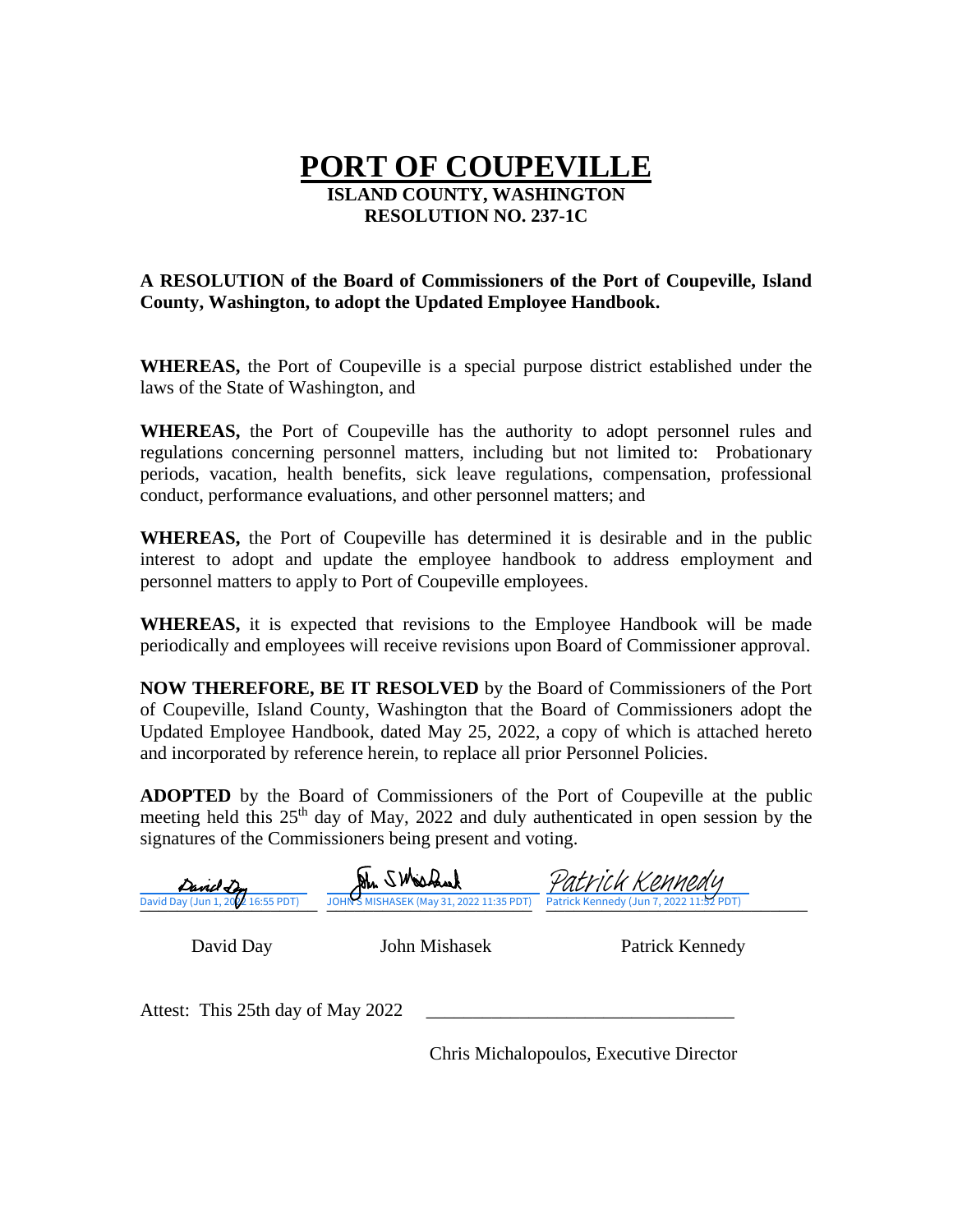# PORT OF COUPEVILLE

**ISLAND COUNTY, WASHINGTON**
**RESOLUTION NO. 237-1C**

**A RESOLUTION of the Board of Commissioners of the Port of Coupeville, Island County, Washington, to adopt the Updated Employee Handbook.**

**WHEREAS,** the Port of Coupeville is a special purpose district established under the laws of the State of Washington, and

**WHEREAS,** the Port of Coupeville has the authority to adopt personnel rules and regulations concerning personnel matters, including but not limited to: Probationary periods, vacation, health benefits, sick leave regulations, compensation, professional conduct, performance evaluations, and other personnel matters; and

**WHEREAS,** the Port of Coupeville has determined it is desirable and in the public interest to adopt and update the employee handbook to address employment and personnel matters to apply to Port of Coupeville employees.

**WHEREAS,** it is expected that revisions to the Employee Handbook will be made periodically and employees will receive revisions upon Board of Commissioner approval.

**NOW THEREFORE, BE IT RESOLVED** by the Board of Commissioners of the Port of Coupeville, Island County, Washington that the Board of Commissioners adopt the Updated Employee Handbook, dated May 25, 2022, a copy of which is attached hereto and incorporated by reference herein, to replace all prior Personnel Policies.

**ADOPTED** by the Board of Commissioners of the Port of Coupeville at the public meeting held this 25th day of May, 2022 and duly authenticated in open session by the signatures of the Commissioners being present and voting.

| David Day (Jun 1, 2022 16:55 PDT) | JOHN S MISHASEK (May 31, 2022 11:35 PDT) | Patrick Kennedy (Jun 7, 2022 11:52 PDT) |
|---|---|---|
| David Day | John Mishasek | Patrick Kennedy |

Attest: This 25th day of May 2022 \_\_\_\_\_\_\_\_\_\_\_\_\_\_\_\_\_\_\_\_\_\_\_\_\_\_\_\_\_\_\_\_

Chris Michalopoulos, Executive Director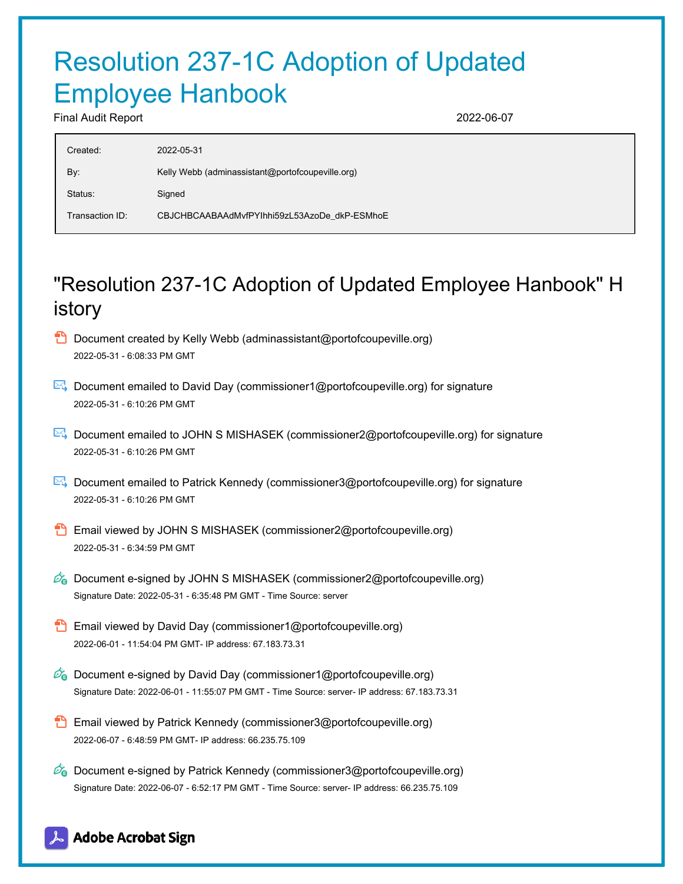# Resolution 237-1C Adoption of Updated Employee Hanbook

Final Audit Report 2022-06-07

| | |
|---|---|
| Created: | 2022-05-31 |
| By: | Kelly Webb (adminassistant@portofcoupeville.org) |
| Status: | Signed |
| Transaction ID: | CBJCHBCAABAAdMvfPYIhhi59zL53AzoDe_dkP-ESMhoE |

## "Resolution 237-1C Adoption of Updated Employee Hanbook" History

- Document created by Kelly Webb (adminassistant@portofcoupeville.org)
  2022-05-31 - 6:08:33 PM GMT

- Document emailed to David Day (commissioner1@portofcoupeville.org) for signature
  2022-05-31 - 6:10:26 PM GMT

- Document emailed to JOHN S MISHASEK (commissioner2@portofcoupeville.org) for signature
  2022-05-31 - 6:10:26 PM GMT

- Document emailed to Patrick Kennedy (commissioner3@portofcoupeville.org) for signature
  2022-05-31 - 6:10:26 PM GMT

- Email viewed by JOHN S MISHASEK (commissioner2@portofcoupeville.org)
  2022-05-31 - 6:34:59 PM GMT

- Document e-signed by JOHN S MISHASEK (commissioner2@portofcoupeville.org)
  Signature Date: 2022-05-31 - 6:35:48 PM GMT - Time Source: server

- Email viewed by David Day (commissioner1@portofcoupeville.org)
  2022-06-01 - 11:54:04 PM GMT- IP address: 67.183.73.31

- Document e-signed by David Day (commissioner1@portofcoupeville.org)
  Signature Date: 2022-06-01 - 11:55:07 PM GMT - Time Source: server- IP address: 67.183.73.31

- Email viewed by Patrick Kennedy (commissioner3@portofcoupeville.org)
  2022-06-07 - 6:48:59 PM GMT- IP address: 66.235.75.109

- Document e-signed by Patrick Kennedy (commissioner3@portofcoupeville.org)
  Signature Date: 2022-06-07 - 6:52:17 PM GMT - Time Source: server- IP address: 66.235.75.109

Adobe Acrobat Sign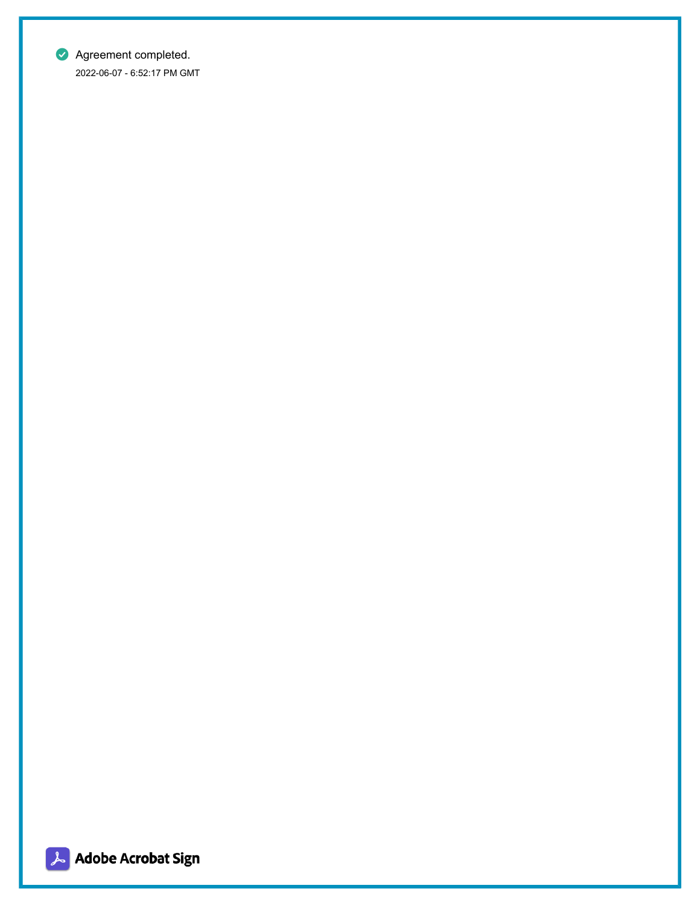Agreement completed.

2022-06-07 - 6:52:17 PM GMT

Adobe Acrobat Sign